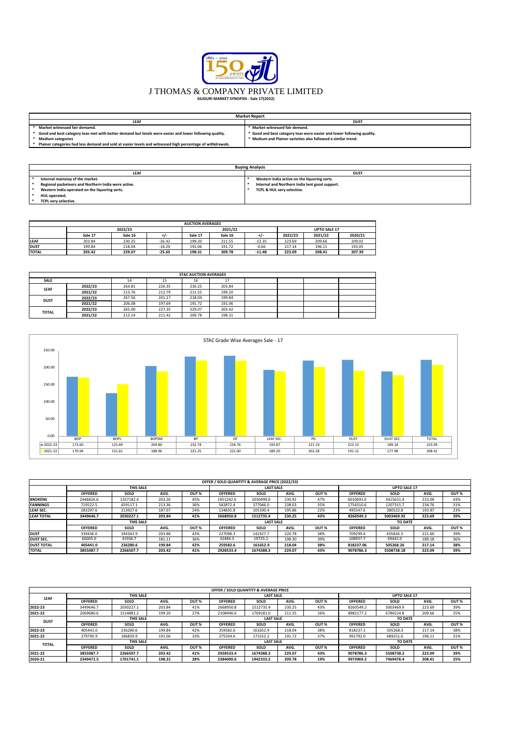# J THOMAS & COMPANY PRIVATE LIMITED

**SILIGURI MARKET SYNOPSIS - Sale 17(2022)**

| Market Report | |
|---|---|
| **LEAF** | **DUST** |
| * Market witnessed fair demamd. | * Market witnessed fair demand. |
| * Good and best category teas met with better demand but levels were easier and lower following quality. | * Good and best category teas were easier and lower following quality. |
| * Medium categories | * Medium and Plainer varieties also followed a similar trend. |
| * Plainer categories had less demand and sold at easier levels and witnessed high percentage of withdrawals. | |

| Buying Analysis | |
|---|---|
| **LEAF** | **DUST** |
| * Internal mainstay of the market. | * Western India active on the liquoring sorts. |
| * Regional packeteers and Northern India were active. | * Internal and Northern India lent good support. |
| * Western India operated on the liquoring sorts. | * TCPL & HUL very selective. |
| * HUL operated. | |
| * TCPL very selective. | |

**AUCTION AVERAGES**

| | 2022/23 | | | 2021/22 | | | UPTO SALE 17 | | |
|---|---|---|---|---|---|---|---|---|---|
| | Sale 17 | Sale 16 | +/- | Sale 17 | Sale 16 | +/- | 2022/23 | 2021/22 | 2020/21 |
| LEAF | 203.84 | 230.25 | -26.42 | 199.20 | 211.55 | -12.35 | 223.69 | 209.66 | 209.02 |
| DUST | 199.84 | 218.04 | -18.20 | 191.06 | 191.72 | -0.66 | 217.14 | 196.11 | 193.05 |
| TOTAL | 203.42 | 229.07 | -25.65 | 198.31 | 209.78 | -11.48 | 223.09 | 208.41 | 207.39 |

**STAC AUCTION AVERAGES**

| SALE | | 14 | 15 | 16 | 17 | | | | |
|---|---|---|---|---|---|---|---|---|---|
| LEAF | 2022/23 | 264.81 | 226.35 | 230.25 | 203.84 | | | | |
| | 2021/22 | 213.76 | 212.79 | 211.55 | 199.20 | | | | |
| DUST | 2022/23 | 267.56 | 241.17 | 218.04 | 199.84 | | | | |
| | 2021/22 | 206.08 | 197.69 | 191.72 | 191.06 | | | | |
| TOTAL | 2022/23 | 265.00 | 227.35 | 229.07 | 203.42 | | | | |
| | 2021/22 | 213.14 | 211.42 | 209.78 | 198.31 | | | | |

**STAC Grade Wise Averages Sale - 17**

| | BOP | BOPL | BOPSM | BP | OF | LEAF SEC. | PD | DUST | DUST SEC. | TOTAL |
|---|---|---|---|---|---|---|---|---|---|---|
| 2022-23 | 173.60 | 125.69 | 204.80 | 232.74 | 234.76 | 193.87 | 221.19 | 223.13 | 189.18 | 223.09 |
| 2021-22 | 170.94 | 151.61 | 188.96 | 221.25 | 221.00 | 189.20 | 202.28 | 191.12 | 177.98 | 208.41 |

**OFFER / SOLD QUANTITY & AVERAGE PRICE (2022/23)**

| | THIS SALE | | | | LAST SALE | | | | UPTO SALE 17 | | | |
|---|---|---|---|---|---|---|---|---|---|---|---|---|
| | OFFERED | SOLD | AVG. | OUT % | OFFERED | SOLD | AVG. | OUT % | OFFERED | SOLD | AVG. | OUT % |
| BROKENS | 2446826.6 | 1357182.4 | 203.26 | 45% | 1951242.6 | 1030499.0 | 230.92 | 47% | 6010691.0 | 3415631.4 | 223.09 | 43% |
| FANNINGS | 719522.5 | 459117.1 | 213.36 | 36% | 582872.4 | 377046.0 | 238.03 | 35% | 1754310.6 | 1207315.7 | 234.76 | 31% |
| LEAF SEC. | 283297.6 | 213927.6 | 187.07 | 24% | 134835.8 | 105190.4 | 195.86 | 22% | 495547.6 | 380522.8 | 193.87 | 23% |
| LEAF TOTAL | 3449646.7 | 2030227.1 | 203.84 | 41% | 2668950.8 | 1512735.4 | 230.25 | 43% | 8260549.2 | 5003469.92 | 223.69 | 39% |
| | THIS SALE | | | | LAST SALE | | | | TO DATE | | | |
| | OFFERED | SOLD | AVG. | OUT % | OFFERED | SOLD | AVG. | OUT % | OFFERED | SOLD | AVG. | OUT % |
| DUST | 339436.0 | 194343.9 | 203.88 | 43% | 227098.3 | 141927.7 | 220.78 | 38% | 709299.4 | 435826.3 | 221.60 | 39% |
| DUST SEC. | 66005.0 | 41936.7 | 181.11 | 36% | 32484.3 | 19725.2 | 198.30 | 39% | 108937.7 | 69442.0 | 189.18 | 36% |
| DUST TOTAL | 405441.0 | 236280.6 | 199.84 | 42% | 259582.6 | 161652.9 | 218.04 | 38% | 818237.06 | 505268.26 | 217.14 | 38% |
| TOTAL | 3855087.7 | 2266507.7 | 203.42 | 41% | 2928533.4 | 1674388.3 | 229.07 | 43% | 9078786.3 | 5508738.18 | 223.09 | 39% |

**OFFER / SOLD QUANTITY & AVERAGE PRICE**

| LEAF | THIS SALE | | | | LAST SALE | | | | UPTO SALE 17 | | | |
|---|---|---|---|---|---|---|---|---|---|---|---|---|
| | OFFERED | SOLD | AVG. | OUT % | OFFERED | SOLD | AVG. | OUT % | OFFERED | SOLD | AVG. | OUT % |
| 2022-23 | 3449646.7 | 2030227.1 | 203.84 | 41% | 2668950.8 | 1512735.4 | 230.25 | 43% | 8260549.2 | 5003469.9 | 223.69 | 39% |
| 2021-22 | 2069680.6 | 1514881.2 | 199.20 | 27% | 2108496.0 | 1769181.0 | 211.55 | 16% | 8982177.2 | 6780224.8 | 209.66 | 25% |
| DUST | THIS SALE | | | | LAST SALE | | | | TO DATE | | | |
| | OFFERED | SOLD | AVG. | OUT % | OFFERED | SOLD | AVG. | OUT % | OFFERED | SOLD | AVG. | OUT % |
| 2022-23 | 405441.0 | 236280.6 | 199.84 | 42% | 259582.6 | 161652.9 | 218.04 | 38% | 818237.1 | 505268.3 | 217.14 | 38% |
| 2021-22 | 279790.9 | 186859.9 | 191.06 | 33% | 275504.6 | 173152.2 | 191.72 | 37% | 991792.0 | 689251.6 | 196.11 | 31% |
| TOTAL | THIS SALE | | | | LAST SALE | | | | TO DATE | | | |
| | OFFERED | SOLD | AVG. | OUT % | OFFERED | SOLD | AVG. | OUT % | OFFERED | SOLD | AVG. | OUT % |
| 2021-22 | 3855087.7 | 2266507.7 | 203.42 | 41% | 2928533.4 | 1674388.3 | 229.07 | 43% | 9078786.3 | 5508738.2 | 223.09 | 39% |
| 2020-21 | 2349471.5 | 1701741.1 | 198.31 | 28% | 2384000.6 | 1942333.2 | 209.78 | 19% | 9973969.2 | 7469476.4 | 208.41 | 25% |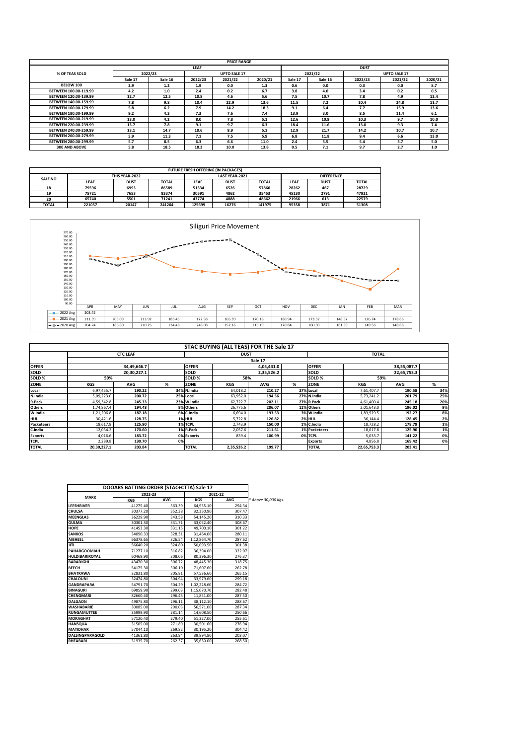## PRICE RANGE

| % OF TEAS SOLD | LEAF | | | | | DUST | | | | |
|---|---|---|---|---|---|---|---|---|---|---|
| | 2022/23 | | UPTO SALE 17 | | | 2021/22 | | UPTO SALE 17 | | |
| | Sale 17 | Sale 16 | 2022/23 | 2021/22 | 2020/21 | Sale 17 | Sale 16 | 2022/23 | 2021/22 | 2020/21 |
| BELOW 100 | 2.9 | 1.2 | 1.9 | 0.0 | 1.3 | 0.6 | 0.0 | 0.3 | 0.0 | 8.7 |
| BETWEEN 100.00-119.99 | 4.2 | 1.0 | 2.4 | 0.2 | 6.7 | 3.8 | 4.0 | 3.4 | 0.2 | 0.5 |
| BETWEEN 120.00-139.99 | 12.7 | 12.5 | 10.8 | 4.6 | 5.6 | 7.5 | 10.7 | 7.8 | 4.9 | 12.4 |
| BETWEEN 140.00-159.99 | 7.8 | 9.8 | 10.4 | 22.9 | 13.6 | 11.5 | 7.2 | 10.4 | 24.8 | 11.7 |
| BETWEEN 160.00-179.99 | 5.8 | 6.2 | 7.9 | 14.2 | 18.3 | 9.1 | 6.4 | 7.7 | 15.9 | 13.6 |
| BETWEEN 180.00-199.99 | 9.2 | 4.3 | 7.3 | 7.6 | 7.4 | 13.9 | 3.0 | 8.5 | 11.4 | 6.1 |
| BETWEEN 200.00-219.99 | 13.0 | 4.2 | 8.0 | 7.8 | 5.1 | 12.6 | 10.9 | 10.3 | 9.7 | 10.0 |
| BETWEEN 220.00-239.99 | 13.7 | 7.8 | 9.1 | 9.7 | 6.3 | 18.4 | 11.6 | 13.0 | 9.3 | 7.4 |
| BETWEEN 240.00-259.99 | 13.1 | 14.7 | 10.6 | 8.9 | 5.1 | 12.9 | 21.7 | 14.2 | 10.7 | 10.7 |
| BETWEEN 260.00-279.99 | 5.9 | 11.3 | 7.1 | 7.5 | 5.9 | 6.8 | 11.8 | 9.4 | 6.6 | 13.0 |
| BETWEEN 280.00-299.99 | 5.7 | 8.5 | 6.3 | 6.6 | 11.0 | 2.4 | 5.5 | 5.4 | 3.7 | 5.0 |
| 300 AND ABOVE | 5.8 | 18.5 | 18.2 | 10.0 | 13.8 | 0.5 | 7.1 | 9.7 | 2.7 | 1.0 |

## FUTURE FRESH OFFERING (IN PACKAGES)

| SALE NO | THIS YEAR-2022 | | | LAST YEAR-2021 | | | DIFFERENCE | | |
|---|---|---|---|---|---|---|---|---|---|
| | LEAF | DUST | TOTAL | LEAF | DUST | TOTAL | LEAF | DUST | TOTAL |
| 18 | 79596 | 6993 | 86589 | 51334 | 6526 | 57860 | 28262 | 467 | 28729 |
| 19 | 75721 | 7653 | 83374 | 30591 | 4862 | 35453 | 45130 | 2791 | 47921 |
| 20 | 65740 | 5501 | 71241 | 43774 | 4888 | 48662 | 21966 | 613 | 22579 |
| TOTAL | 221057 | 20147 | 241204 | 125699 | 16276 | 141975 | 95358 | 3871 | 51308 |

Siliguri Price Movement

270.00 260.00 250.00 240.00 230.00 220.00 210.00 200.00 190.00 180.00 170.00 160.00 150.00 140.00 130.00 120.00 110.00 100.00 90.00

APR MAY JUN JUL AUG SEP OCT NOV DEC JAN FEB MAR

2022 Avg: 203.42

2021 Avg: 211.39 205.09 213.92 183.45 172.58 165.39 170.18 180.94 173.32 148.57 126.74 178.66

2020 Avg: 204.24 186.80 210.25 234.48 248.08 252.16 215.19 170.84 160.30 161.39 149.53 148.68

## STAC BUYING (ALL TEAS) FOR THE Sale 17

| | CTC LEAF | | | DUST | | | | TOTAL | | | |
|---|---|---|---|---|---|---|---|---|---|---|---|
| | | | | | Sale 17 | | | | | | |
| OFFER | 34,49,646.7 | | | OFFER | 4,05,441.0 | | | OFFER | 38,55,087.7 | | |
| SOLD | 20,30,227.1 | | | SOLD | 2,35,526.2 | | | SOLD | 22,65,753.3 | | |
| SOLD % | 59% | | | SOLD % | 58% | | | SOLD % | 59% | | |
| ZONE | KGS | AVG | % | ZONE | KGS | AVG | % | ZONE | KGS | AVG | % |
| Local | 6,97,455.7 | 190.22 | 34% | N.India | 64,018.2 | 210.27 | 27% | Local | 7,61,407.7 | 190.58 | 34% |
| N.India | 5,09,223.0 | 200.72 | 25% | Local | 63,952.0 | 194.56 | 27% | N.India | 5,73,241.2 | 201.79 | 25% |
| R.Pack | 4,59,342.8 | 245.33 | 23% | W.India | 62,722.7 | 202.11 | 27% | R.Pack | 4,61,400.4 | 245.18 | 20% |
| Others | 1,74,867.4 | 194.48 | 9% | Others | 26,775.6 | 206.07 | 11% | Others | 2,01,643.0 | 196.02 | 9% |
| W.India | 1,21,206.8 | 187.18 | 6% | C.India | 6,694.0 | 193.53 | 3% | W.India | 1,83,929.5 | 192.27 | 8% |
| HUL | 30,421.6 | 128.75 | 1% | HUL | 5,722.8 | 126.82 | 2% | HUL | 36,144.4 | 128.45 | 2% |
| Packeteers | 18,617.8 | 125.90 | 1% | TCPL | 2,743.9 | 150.00 | 1% | C.India | 18,728.2 | 178.79 | 1% |
| C.India | 12,034.2 | 170.60 | 1% | R.Pack | 2,057.6 | 211.61 | 1% | Packeteers | 18,617.8 | 125.90 | 1% |
| Exports | 4,016.6 | 183.72 | 0% | Exports | 839.4 | 100.99 | 0% | TCPL | 5,033.7 | 141.22 | 0% |
| TCPL | 2,289.8 | 130.70 | 0% | | | | | Exports | 4,856.0 | 169.42 | 0% |
| TOTAL | 20,30,227.1 | 203.84 | | TOTAL | 2,35,526.2 | 199.77 | | TOTAL | 22,65,753.3 | 203.41 | |

## DOOARS BATTING ORDER (STAC+CTTA) Sale 17

| MARK | 2022-23 | | 2021-22 | |
|---|---|---|---|---|
| | KGS | AVG | KGS | AVG |
| LEESHRIVER | 41275.40 | 363.39 | 64,955.10 | 294.34 |
| CHULSA | 30377.20 | 352.38 | 32,350.90 | 307.47 |
| MEENGLAS | 36229.90 | 343.58 | 54,145.20 | 310.33 |
| GULMA | 30301.30 | 331.71 | 33,052.40 | 308.67 |
| HOPE | 41453.30 | 331.15 | 49,700.10 | 301.22 |
| SANKOS | 34090.33 | 328.31 | 31,464.00 | 280.11 |
| AIBHEEL | 66378.65 | 326.54 | 1,12,864.70 | 287.62 |
| JITI | 56640.20 | 324.80 | 50,093.50 | 301.38 |
| PAHARGOOMIAH | 71277.10 | 316.82 | 36,394.00 | 322.07 |
| HULDIBARIROYAL | 60469.90 | 308.06 | 80,396.30 | 276.37 |
| BARADIGHI | 43470.30 | 306.72 | 48,445.30 | 318.75 |
| BEECH | 54175.30 | 306.10 | 71,607.60 | 262.78 |
| BHATKAWA | 32831.80 | 305.81 | 57,536.60 | 265.15 |
| CHALOUNI | 32474.80 | 304.94 | 33,979.60 | 299.18 |
| GANDRAPARA | 54791.70 | 304.29 | 1,02,228.60 | 284.72 |
| BINAGURI | 69859.90 | 299.03 | 1,15,070.70 | 282.48 |
| CHENGMARI | 82660.40 | 296.43 | 11,851.00 | 287.50 |
| DALGAON | 49875.80 | 296.11 | 38,112.10 | 288.67 |
| WASHABARIE | 30085.00 | 290.03 | 56,571.00 | 287.34 |
| RUNGAMUTTEE | 35999.90 | 281.14 | 14,608.50 | 250.66 |
| MORAGHAT | 57120.40 | 279.40 | 51,327.00 | 255.61 |
| HANSQUA | 31505.00 | 271.89 | 30,501.60 | 276.94 |
| MATIDHAR | 57044.10 | 269.82 | 30,195.20 | 304.42 |
| DALSINGPARAGOLD | 41361.80 | 263.94 | 39,894.80 | 203.07 |
| RHEABARI | 31935.70 | 262.37 | 35,630.00 | 268.50 |

* Above 30,000 Kgs.